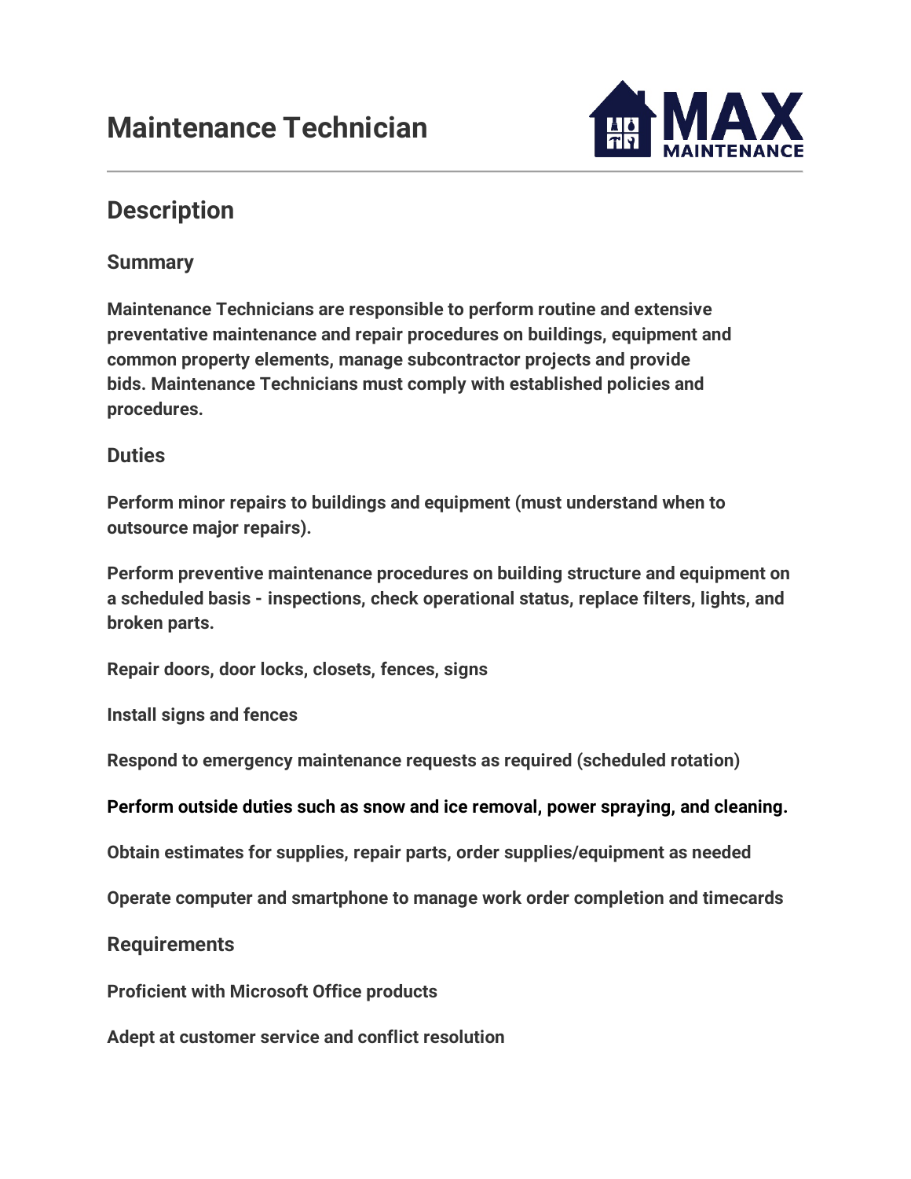# Maintenance Technician

## Description

### Summary

**Maintenance Technicians are responsible to perform routine and extensive preventative maintenance and repair procedures on buildings, equipment and common property elements, manage subcontractor projects and provide bids. Maintenance Technicians must comply with established policies and procedures.**

### Duties

**Perform minor repairs to buildings and equipment (must understand when to outsource major repairs).**

**Perform preventive maintenance procedures on building structure and equipment on a scheduled basis - inspections, check operational status, replace filters, lights, and broken parts.**

**Repair doors, door locks, closets, fences, signs**

**Install signs and fences**

**Respond to emergency maintenance requests as required (scheduled rotation)**

**Perform outside duties such as snow and ice removal, power spraying, and cleaning.**

**Obtain estimates for supplies, repair parts, order supplies/equipment as needed**

**Operate computer and smartphone to manage work order completion and timecards**

### Requirements

**Proficient with Microsoft Office products**

**Adept at customer service and conflict resolution**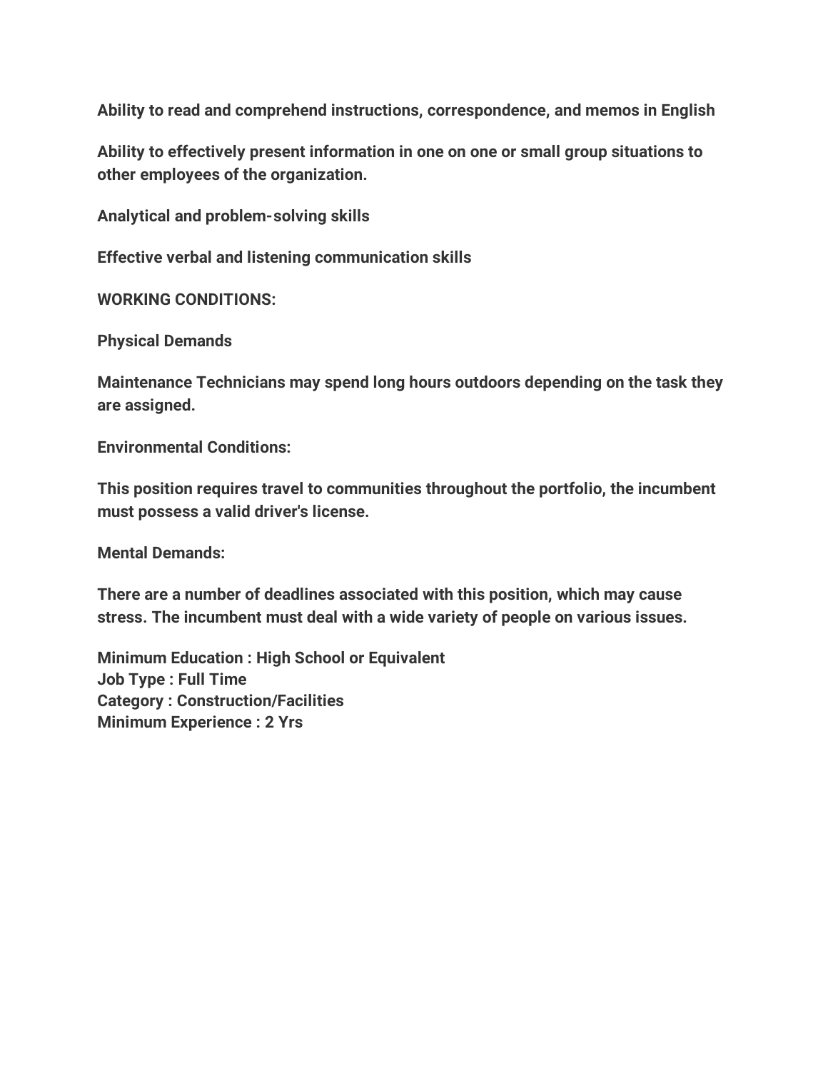**Ability to read and comprehend instructions, correspondence, and memos in English**

**Ability to effectively present information in one on one or small group situations to other employees of the organization.**

**Analytical and problem-solving skills**

**Effective verbal and listening communication skills**

**WORKING CONDITIONS:**

**Physical Demands**

**Maintenance Technicians may spend long hours outdoors depending on the task they are assigned.**

**Environmental Conditions:**

**This position requires travel to communities throughout the portfolio, the incumbent must possess a valid driver's license.**

**Mental Demands:**

**There are a number of deadlines associated with this position, which may cause stress. The incumbent must deal with a wide variety of people on various issues.**

**Minimum Education : High School or Equivalent**
**Job Type : Full Time**
**Category : Construction/Facilities**
**Minimum Experience : 2 Yrs**